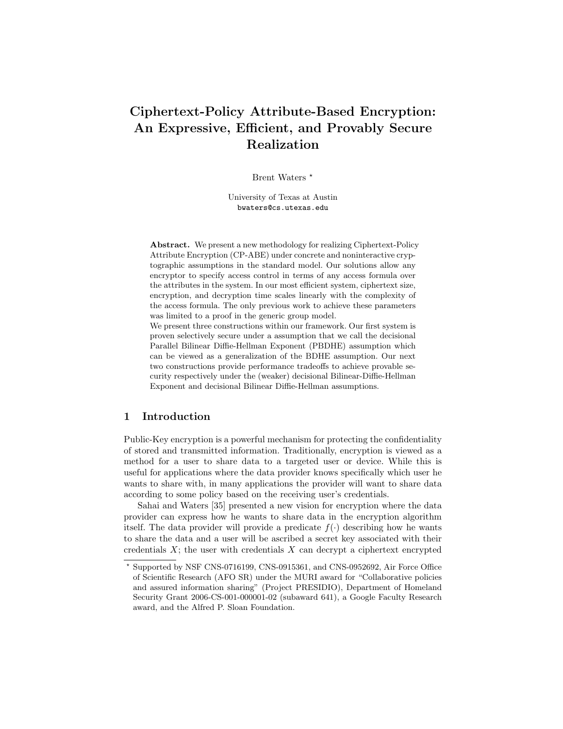# Ciphertext-Policy Attribute-Based Encryption: An Expressive, Efficient, and Provably Secure Realization

Brent Waters [⋆]

University of Texas at Austin
bwaters@cs.utexas.edu

**Abstract.** We present a new methodology for realizing Ciphertext-Policy Attribute Encryption (CP-ABE) under concrete and noninteractive cryptographic assumptions in the standard model. Our solutions allow any encryptor to specify access control in terms of any access formula over the attributes in the system. In our most efficient system, ciphertext size, encryption, and decryption time scales linearly with the complexity of the access formula. The only previous work to achieve these parameters was limited to a proof in the generic group model.

We present three constructions within our framework. Our first system is proven selectively secure under a assumption that we call the decisional Parallel Bilinear Diffie-Hellman Exponent (PBDHE) assumption which can be viewed as a generalization of the BDHE assumption. Our next two constructions provide performance tradeoffs to achieve provable security respectively under the (weaker) decisional Bilinear-Diffie-Hellman Exponent and decisional Bilinear Diffie-Hellman assumptions.

## 1 Introduction

Public-Key encryption is a powerful mechanism for protecting the confidentiality of stored and transmitted information. Traditionally, encryption is viewed as a method for a user to share data to a targeted user or device. While this is useful for applications where the data provider knows specifically which user he wants to share with, in many applications the provider will want to share data according to some policy based on the receiving user's credentials.

Sahai and Waters [35] presented a new vision for encryption where the data provider can express how he wants to share data in the encryption algorithm itself. The data provider will provide a predicate $f(\cdot)$ describing how he wants to share the data and a user will be ascribed a secret key associated with their credentials $X$; the user with credentials $X$ can decrypt a ciphertext encrypted

---

[⋆] Supported by NSF CNS-0716199, CNS-0915361, and CNS-0952692, Air Force Office of Scientific Research (AFO SR) under the MURI award for "Collaborative policies and assured information sharing" (Project PRESIDIO), Department of Homeland Security Grant 2006-CS-001-000001-02 (subaward 641), a Google Faculty Research award, and the Alfred P. Sloan Foundation.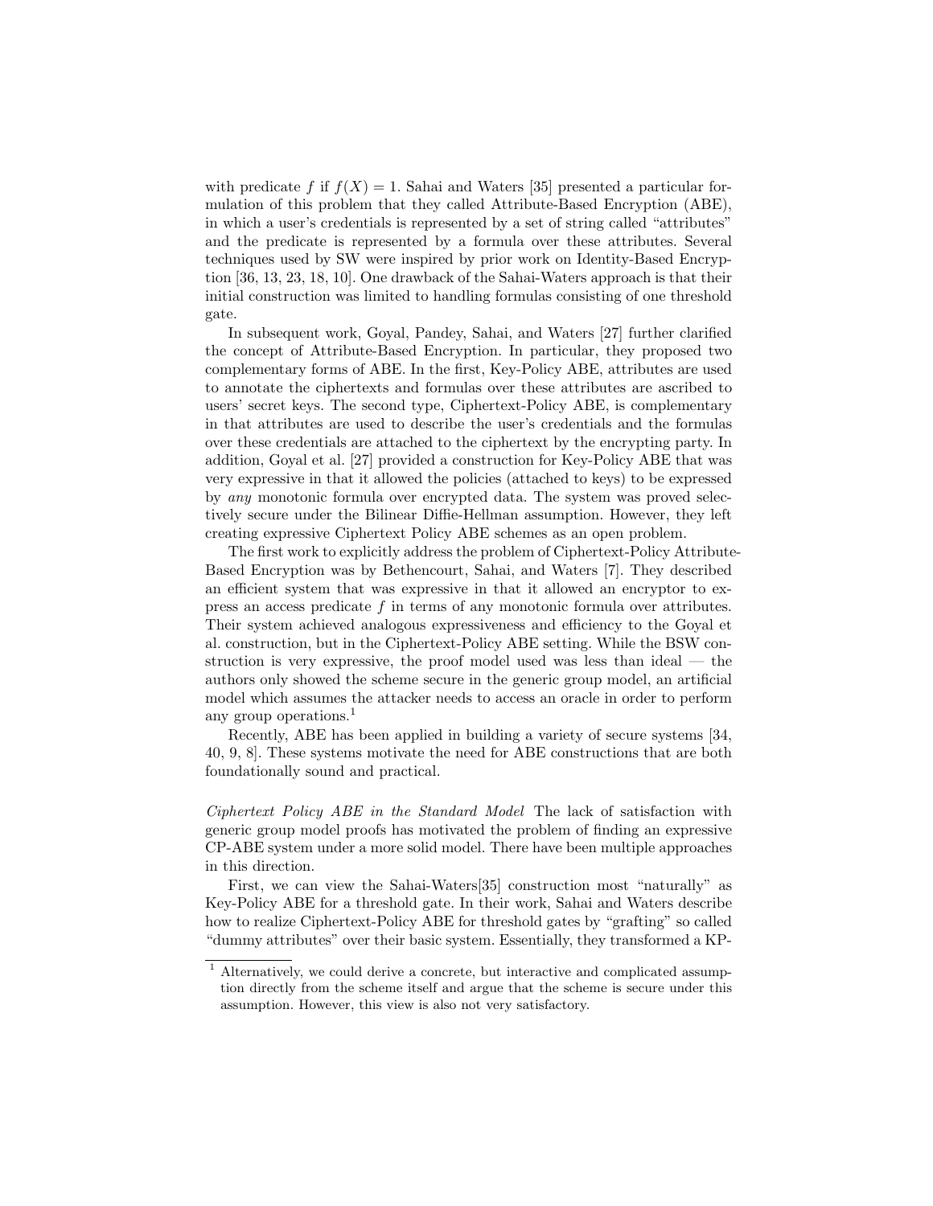with predicate $f$ if $f(X) = 1$. Sahai and Waters [35] presented a particular formulation of this problem that they called Attribute-Based Encryption (ABE), in which a user's credentials is represented by a set of string called "attributes" and the predicate is represented by a formula over these attributes. Several techniques used by SW were inspired by prior work on Identity-Based Encryption [36, 13, 23, 18, 10]. One drawback of the Sahai-Waters approach is that their initial construction was limited to handling formulas consisting of one threshold gate.

In subsequent work, Goyal, Pandey, Sahai, and Waters [27] further clarified the concept of Attribute-Based Encryption. In particular, they proposed two complementary forms of ABE. In the first, Key-Policy ABE, attributes are used to annotate the ciphertexts and formulas over these attributes are ascribed to users' secret keys. The second type, Ciphertext-Policy ABE, is complementary in that attributes are used to describe the user's credentials and the formulas over these credentials are attached to the ciphertext by the encrypting party. In addition, Goyal et al. [27] provided a construction for Key-Policy ABE that was very expressive in that it allowed the policies (attached to keys) to be expressed by *any* monotonic formula over encrypted data. The system was proved selectively secure under the Bilinear Diffie-Hellman assumption. However, they left creating expressive Ciphertext Policy ABE schemes as an open problem.

The first work to explicitly address the problem of Ciphertext-Policy Attribute-Based Encryption was by Bethencourt, Sahai, and Waters [7]. They described an efficient system that was expressive in that it allowed an encryptor to express an access predicate $f$ in terms of any monotonic formula over attributes. Their system achieved analogous expressiveness and efficiency to the Goyal et al. construction, but in the Ciphertext-Policy ABE setting. While the BSW construction is very expressive, the proof model used was less than ideal — the authors only showed the scheme secure in the generic group model, an artificial model which assumes the attacker needs to access an oracle in order to perform any group operations.[1]

Recently, ABE has been applied in building a variety of secure systems [34, 40, 9, 8]. These systems motivate the need for ABE constructions that are both foundationally sound and practical.

*Ciphertext Policy ABE in the Standard Model* The lack of satisfaction with generic group model proofs has motivated the problem of finding an expressive CP-ABE system under a more solid model. There have been multiple approaches in this direction.

First, we can view the Sahai-Waters[35] construction most "naturally" as Key-Policy ABE for a threshold gate. In their work, Sahai and Waters describe how to realize Ciphertext-Policy ABE for threshold gates by "grafting" so called "dummy attributes" over their basic system. Essentially, they transformed a KP-

[1] Alternatively, we could derive a concrete, but interactive and complicated assumption directly from the scheme itself and argue that the scheme is secure under this assumption. However, this view is also not very satisfactory.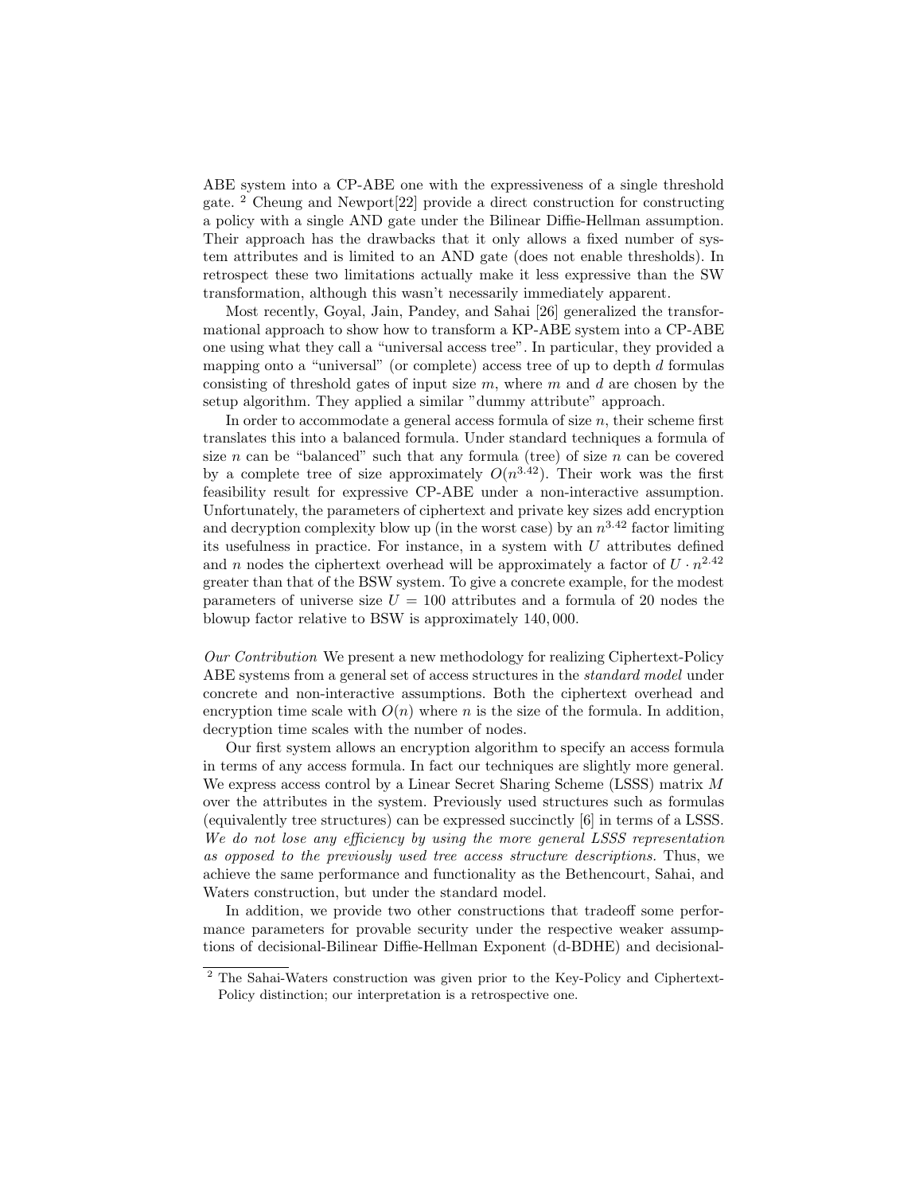ABE system into a CP-ABE one with the expressiveness of a single threshold gate. [2] Cheung and Newport[22] provide a direct construction for constructing a policy with a single AND gate under the Bilinear Diffie-Hellman assumption. Their approach has the drawbacks that it only allows a fixed number of system attributes and is limited to an AND gate (does not enable thresholds). In retrospect these two limitations actually make it less expressive than the SW transformation, although this wasn't necessarily immediately apparent.

Most recently, Goyal, Jain, Pandey, and Sahai [26] generalized the transformational approach to show how to transform a KP-ABE system into a CP-ABE one using what they call a "universal access tree". In particular, they provided a mapping onto a "universal" (or complete) access tree of up to depth $d$ formulas consisting of threshold gates of input size $m$, where $m$ and $d$ are chosen by the setup algorithm. They applied a similar "dummy attribute" approach.

In order to accommodate a general access formula of size $n$, their scheme first translates this into a balanced formula. Under standard techniques a formula of size $n$ can be "balanced" such that any formula (tree) of size $n$ can be covered by a complete tree of size approximately $O(n^{3.42})$. Their work was the first feasibility result for expressive CP-ABE under a non-interactive assumption. Unfortunately, the parameters of ciphertext and private key sizes add encryption and decryption complexity blow up (in the worst case) by an $n^{3.42}$ factor limiting its usefulness in practice. For instance, in a system with $U$ attributes defined and $n$ nodes the ciphertext overhead will be approximately a factor of $U \cdot n^{2.42}$ greater than that of the BSW system. To give a concrete example, for the modest parameters of universe size $U = 100$ attributes and a formula of 20 nodes the blowup factor relative to BSW is approximately $140,000$.

*Our Contribution* We present a new methodology for realizing Ciphertext-Policy ABE systems from a general set of access structures in the *standard model* under concrete and non-interactive assumptions. Both the ciphertext overhead and encryption time scale with $O(n)$ where $n$ is the size of the formula. In addition, decryption time scales with the number of nodes.

Our first system allows an encryption algorithm to specify an access formula in terms of any access formula. In fact our techniques are slightly more general. We express access control by a Linear Secret Sharing Scheme (LSSS) matrix $M$ over the attributes in the system. Previously used structures such as formulas (equivalently tree structures) can be expressed succinctly [6] in terms of a LSSS. *We do not lose any efficiency by using the more general LSSS representation as opposed to the previously used tree access structure descriptions.* Thus, we achieve the same performance and functionality as the Bethencourt, Sahai, and Waters construction, but under the standard model.

In addition, we provide two other constructions that tradeoff some performance parameters for provable security under the respective weaker assumptions of decisional-Bilinear Diffie-Hellman Exponent (d-BDHE) and decisional-

[2] The Sahai-Waters construction was given prior to the Key-Policy and Ciphertext-Policy distinction; our interpretation is a retrospective one.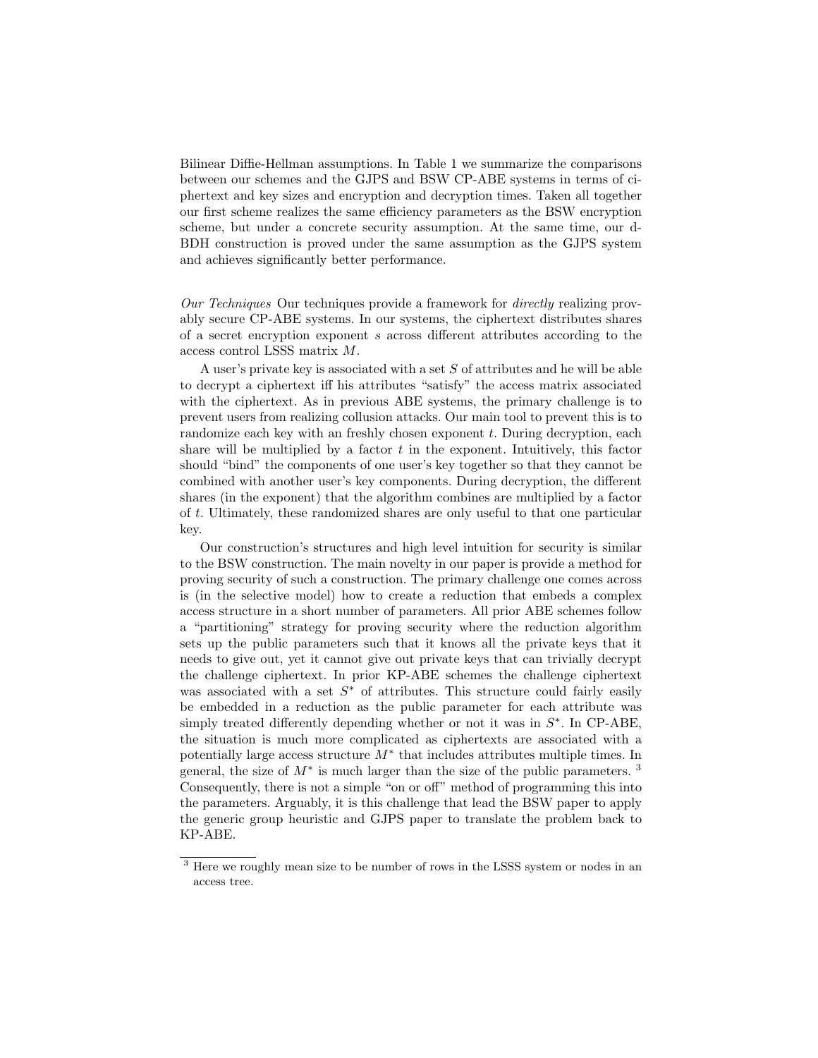Bilinear Diffie-Hellman assumptions. In Table 1 we summarize the comparisons between our schemes and the GJPS and BSW CP-ABE systems in terms of ciphertext and key sizes and encryption and decryption times. Taken all together our first scheme realizes the same efficiency parameters as the BSW encryption scheme, but under a concrete security assumption. At the same time, our d-BDH construction is proved under the same assumption as the GJPS system and achieves significantly better performance.

*Our Techniques* Our techniques provide a framework for *directly* realizing provably secure CP-ABE systems. In our systems, the ciphertext distributes shares of a secret encryption exponent $s$ across different attributes according to the access control LSSS matrix $M$.

A user's private key is associated with a set $S$ of attributes and he will be able to decrypt a ciphertext iff his attributes "satisfy" the access matrix associated with the ciphertext. As in previous ABE systems, the primary challenge is to prevent users from realizing collusion attacks. Our main tool to prevent this is to randomize each key with an freshly chosen exponent $t$. During decryption, each share will be multiplied by a factor $t$ in the exponent. Intuitively, this factor should "bind" the components of one user's key together so that they cannot be combined with another user's key components. During decryption, the different shares (in the exponent) that the algorithm combines are multiplied by a factor of $t$. Ultimately, these randomized shares are only useful to that one particular key.

Our construction's structures and high level intuition for security is similar to the BSW construction. The main novelty in our paper is provide a method for proving security of such a construction. The primary challenge one comes across is (in the selective model) how to create a reduction that embeds a complex access structure in a short number of parameters. All prior ABE schemes follow a "partitioning" strategy for proving security where the reduction algorithm sets up the public parameters such that it knows all the private keys that it needs to give out, yet it cannot give out private keys that can trivially decrypt the challenge ciphertext. In prior KP-ABE schemes the challenge ciphertext was associated with a set $S^*$ of attributes. This structure could fairly easily be embedded in a reduction as the public parameter for each attribute was simply treated differently depending whether or not it was in $S^*$. In CP-ABE, the situation is much more complicated as ciphertexts are associated with a potentially large access structure $M^*$ that includes attributes multiple times. In general, the size of $M^*$ is much larger than the size of the public parameters. [3] Consequently, there is not a simple "on or off" method of programming this into the parameters. Arguably, it is this challenge that lead the BSW paper to apply the generic group heuristic and GJPS paper to translate the problem back to KP-ABE.

[3] Here we roughly mean size to be number of rows in the LSSS system or nodes in an access tree.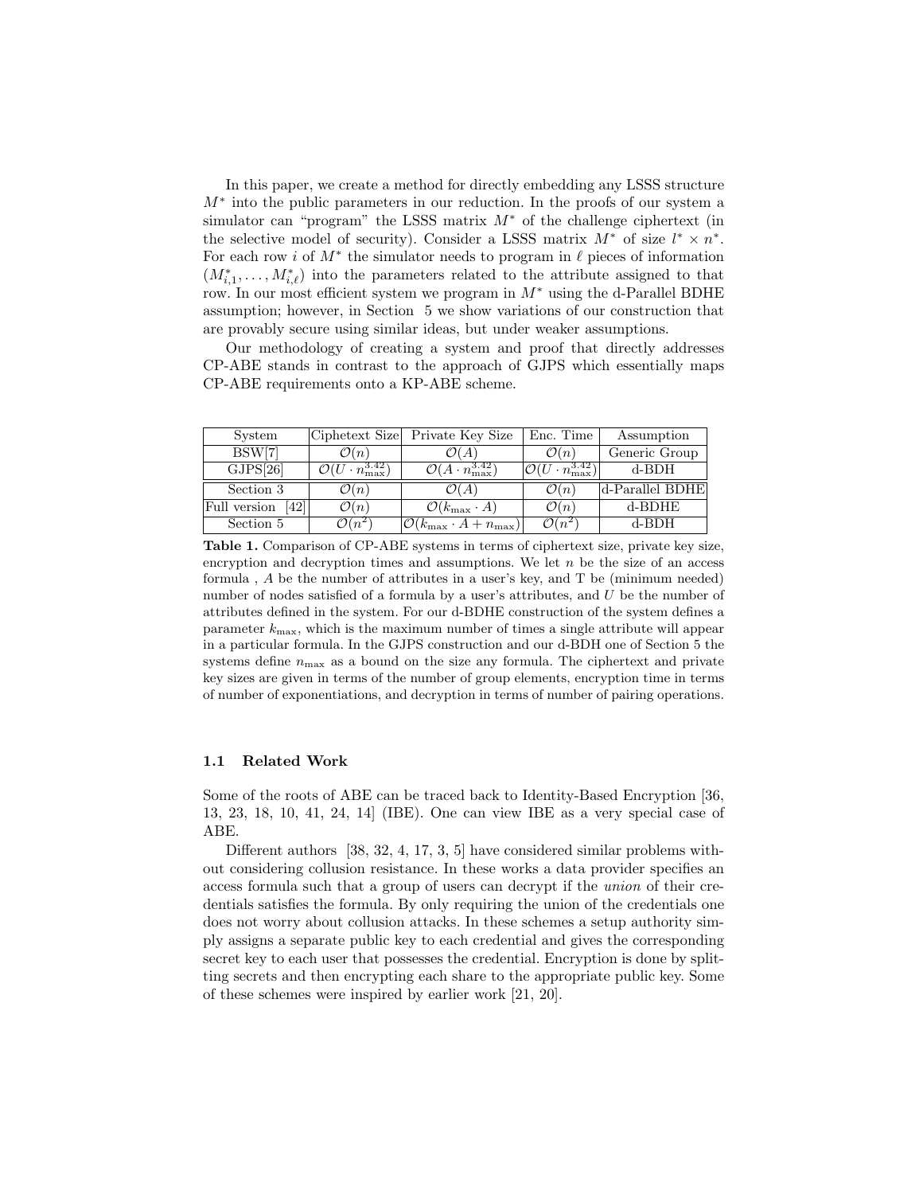In this paper, we create a method for directly embedding any LSSS structure $M^*$ into the public parameters in our reduction. In the proofs of our system a simulator can "program" the LSSS matrix $M^*$ of the challenge ciphertext (in the selective model of security). Consider a LSSS matrix $M^*$ of size $l^* \times n^*$. For each row $i$ of $M^*$ the simulator needs to program in $\ell$ pieces of information $(M^*_{i,1}, \ldots, M^*_{i,\ell})$ into the parameters related to the attribute assigned to that row. In our most efficient system we program in $M^*$ using the d-Parallel BDHE assumption; however, in Section 5 we show variations of our construction that are provably secure using similar ideas, but under weaker assumptions.

Our methodology of creating a system and proof that directly addresses CP-ABE stands in contrast to the approach of GJPS which essentially maps CP-ABE requirements onto a KP-ABE scheme.

| System | Ciphetext Size | Private Key Size | Enc. Time | Assumption |
|---|---|---|---|---|
| BSW[7] | $\mathcal{O}(n)$ | $\mathcal{O}(A)$ | $\mathcal{O}(n)$ | Generic Group |
| GJPS[26] | $\mathcal{O}(U \cdot n_{\max}^{3.42})$ | $\mathcal{O}(A \cdot n_{\max}^{3.42})$ | $\mathcal{O}(U \cdot n_{\max}^{3.42})$ | d-BDH |
| Section 3 | $\mathcal{O}(n)$ | $\mathcal{O}(A)$ | $\mathcal{O}(n)$ | d-Parallel BDHE |
| Full version [42] | $\mathcal{O}(n)$ | $\mathcal{O}(k_{\max} \cdot A)$ | $\mathcal{O}(n)$ | d-BDHE |
| Section 5 | $\mathcal{O}(n^2)$ | $\mathcal{O}(k_{\max} \cdot A + n_{\max})$ | $\mathcal{O}(n^2)$ | d-BDH |

**Table 1.** Comparison of CP-ABE systems in terms of ciphertext size, private key size, encryption and decryption times and assumptions. We let $n$ be the size of an access formula , $A$ be the number of attributes in a user's key, and T be (minimum needed) number of nodes satisfied of a formula by a user's attributes, and $U$ be the number of attributes defined in the system. For our d-BDHE construction of the system defines a parameter $k_{\max}$, which is the maximum number of times a single attribute will appear in a particular formula. In the GJPS construction and our d-BDH one of Section 5 the systems define $n_{\max}$ as a bound on the size any formula. The ciphertext and private key sizes are given in terms of the number of group elements, encryption time in terms of number of exponentiations, and decryption in terms of number of pairing operations.

### 1.1 Related Work

Some of the roots of ABE can be traced back to Identity-Based Encryption [36, 13, 23, 18, 10, 41, 24, 14] (IBE). One can view IBE as a very special case of ABE.

Different authors [38, 32, 4, 17, 3, 5] have considered similar problems without considering collusion resistance. In these works a data provider specifies an access formula such that a group of users can decrypt if the *union* of their credentials satisfies the formula. By only requiring the union of the credentials one does not worry about collusion attacks. In these schemes a setup authority simply assigns a separate public key to each credential and gives the corresponding secret key to each user that possesses the credential. Encryption is done by splitting secrets and then encrypting each share to the appropriate public key. Some of these schemes were inspired by earlier work [21, 20].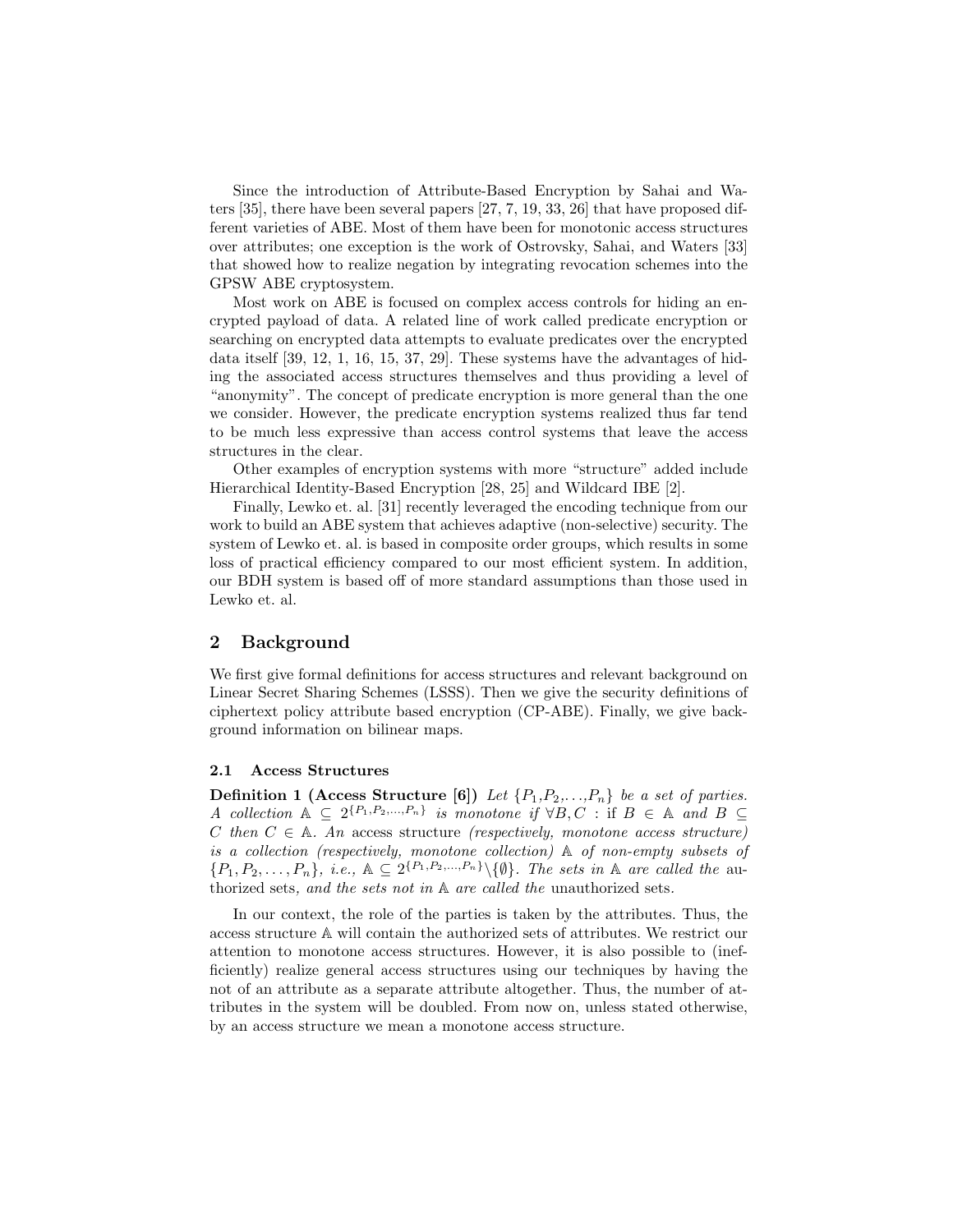Since the introduction of Attribute-Based Encryption by Sahai and Waters [35], there have been several papers [27, 7, 19, 33, 26] that have proposed different varieties of ABE. Most of them have been for monotonic access structures over attributes; one exception is the work of Ostrovsky, Sahai, and Waters [33] that showed how to realize negation by integrating revocation schemes into the GPSW ABE cryptosystem.

Most work on ABE is focused on complex access controls for hiding an encrypted payload of data. A related line of work called predicate encryption or searching on encrypted data attempts to evaluate predicates over the encrypted data itself [39, 12, 1, 16, 15, 37, 29]. These systems have the advantages of hiding the associated access structures themselves and thus providing a level of "anonymity". The concept of predicate encryption is more general than the one we consider. However, the predicate encryption systems realized thus far tend to be much less expressive than access control systems that leave the access structures in the clear.

Other examples of encryption systems with more "structure" added include Hierarchical Identity-Based Encryption [28, 25] and Wildcard IBE [2].

Finally, Lewko et. al. [31] recently leveraged the encoding technique from our work to build an ABE system that achieves adaptive (non-selective) security. The system of Lewko et. al. is based in composite order groups, which results in some loss of practical efficiency compared to our most efficient system. In addition, our BDH system is based off of more standard assumptions than those used in Lewko et. al.

## 2 Background

We first give formal definitions for access structures and relevant background on Linear Secret Sharing Schemes (LSSS). Then we give the security definitions of ciphertext policy attribute based encryption (CP-ABE). Finally, we give background information on bilinear maps.

### 2.1 Access Structures

**Definition 1 (Access Structure [6])** *Let $\{P_1, P_2, \ldots, P_n\}$ be a set of parties. A collection $\mathbb{A} \subseteq 2^{\{P_1,P_2,\ldots,P_n\}}$ is monotone if $\forall B, C$ : if $B \in \mathbb{A}$ and $B \subseteq C$ then $C \in \mathbb{A}$. An* access structure *(respectively, monotone access structure) is a collection (respectively, monotone collection) $\mathbb{A}$ of non-empty subsets of $\{P_1, P_2, \ldots, P_n\}$, i.e., $\mathbb{A} \subseteq 2^{\{P_1,P_2,\ldots,P_n\}} \setminus \{\emptyset\}$. The sets in $\mathbb{A}$ are called the* authorized sets*, and the sets not in $\mathbb{A}$ are called the* unauthorized sets.

In our context, the role of the parties is taken by the attributes. Thus, the access structure $\mathbb{A}$ will contain the authorized sets of attributes. We restrict our attention to monotone access structures. However, it is also possible to (inefficiently) realize general access structures using our techniques by having the not of an attribute as a separate attribute altogether. Thus, the number of attributes in the system will be doubled. From now on, unless stated otherwise, by an access structure we mean a monotone access structure.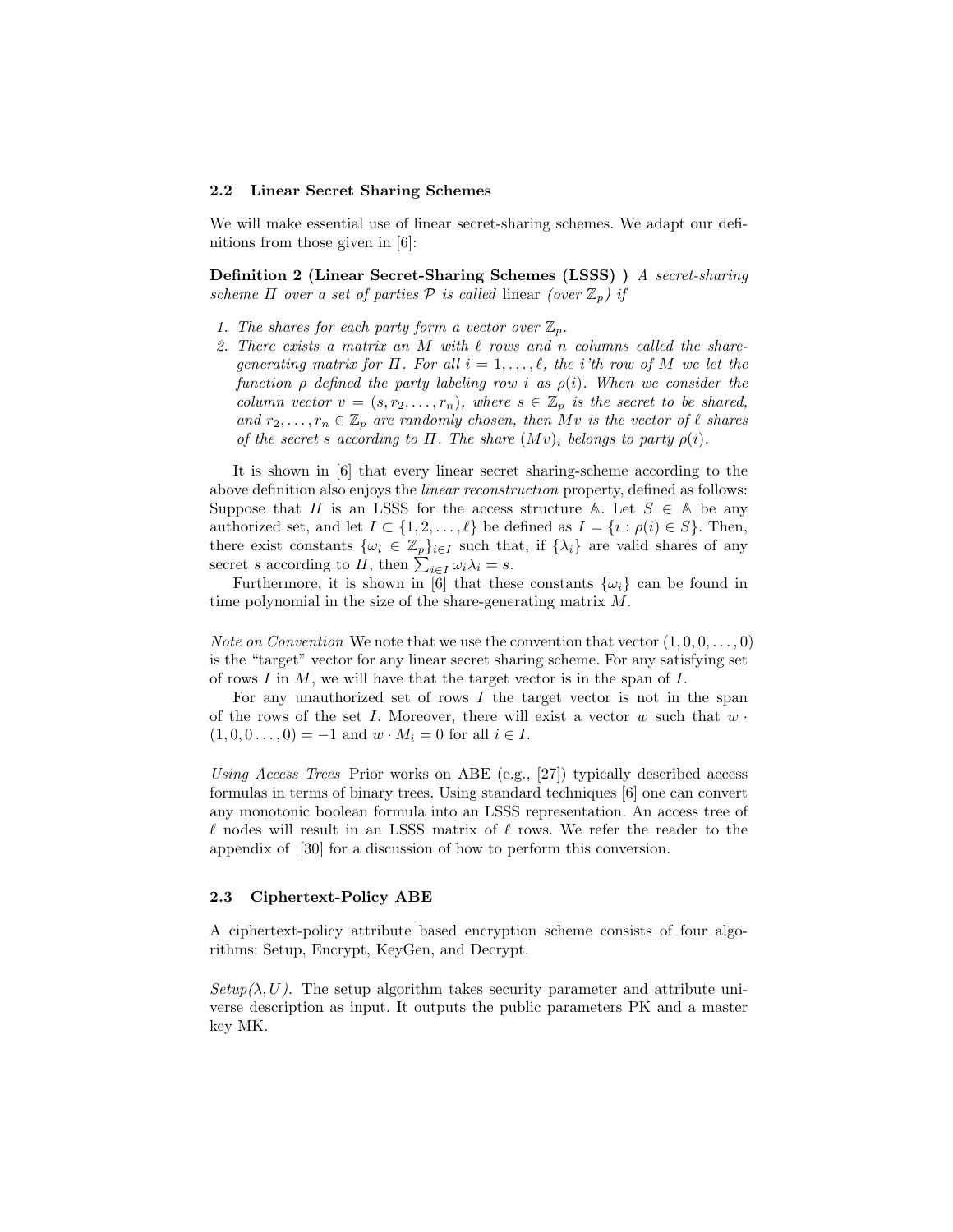### 2.2 Linear Secret Sharing Schemes

We will make essential use of linear secret-sharing schemes. We adapt our definitions from those given in [6]:

**Definition 2 (Linear Secret-Sharing Schemes (LSSS) )** *A secret-sharing scheme $\Pi$ over a set of parties $\mathcal{P}$ is called* linear *(over $\mathbb{Z}_p$) if*

1. *The shares for each party form a vector over $\mathbb{Z}_p$.*
2. *There exists a matrix an $M$ with $\ell$ rows and $n$ columns called the share-generating matrix for $\Pi$. For all $i = 1, \ldots, \ell$, the i'th row of $M$ we let the function $\rho$ defined the party labeling row $i$ as $\rho(i)$. When we consider the column vector $v = (s, r_2, \ldots, r_n)$, where $s \in \mathbb{Z}_p$ is the secret to be shared, and $r_2, \ldots, r_n \in \mathbb{Z}_p$ are randomly chosen, then $Mv$ is the vector of $\ell$ shares of the secret $s$ according to $\Pi$. The share $(Mv)_i$ belongs to party $\rho(i)$.*

It is shown in [6] that every linear secret sharing-scheme according to the above definition also enjoys the *linear reconstruction* property, defined as follows: Suppose that $\Pi$ is an LSSS for the access structure $\mathbb{A}$. Let $S \in \mathbb{A}$ be any authorized set, and let $I \subset \{1, 2, \ldots, \ell\}$ be defined as $I = \{i : \rho(i) \in S\}$. Then, there exist constants $\{\omega_i \in \mathbb{Z}_p\}_{i \in I}$ such that, if $\{\lambda_i\}$ are valid shares of any secret $s$ according to $\Pi$, then $\sum_{i \in I} \omega_i \lambda_i = s$.

Furthermore, it is shown in [6] that these constants $\{\omega_i\}$ can be found in time polynomial in the size of the share-generating matrix $M$.

*Note on Convention* We note that we use the convention that vector $(1, 0, 0, \ldots, 0)$ is the "target" vector for any linear secret sharing scheme. For any satisfying set of rows $I$ in $M$, we will have that the target vector is in the span of $I$.

For any unauthorized set of rows $I$ the target vector is not in the span of the rows of the set $I$. Moreover, there will exist a vector $w$ such that $w \cdot (1, 0, 0 \ldots, 0) = -1$ and $w \cdot M_i = 0$ for all $i \in I$.

*Using Access Trees* Prior works on ABE (e.g., [27]) typically described access formulas in terms of binary trees. Using standard techniques [6] one can convert any monotonic boolean formula into an LSSS representation. An access tree of $\ell$ nodes will result in an LSSS matrix of $\ell$ rows. We refer the reader to the appendix of [30] for a discussion of how to perform this conversion.

### 2.3 Ciphertext-Policy ABE

A ciphertext-policy attribute based encryption scheme consists of four algorithms: Setup, Encrypt, KeyGen, and Decrypt.

*Setup($\lambda, U$).* The setup algorithm takes security parameter and attribute universe description as input. It outputs the public parameters PK and a master key MK.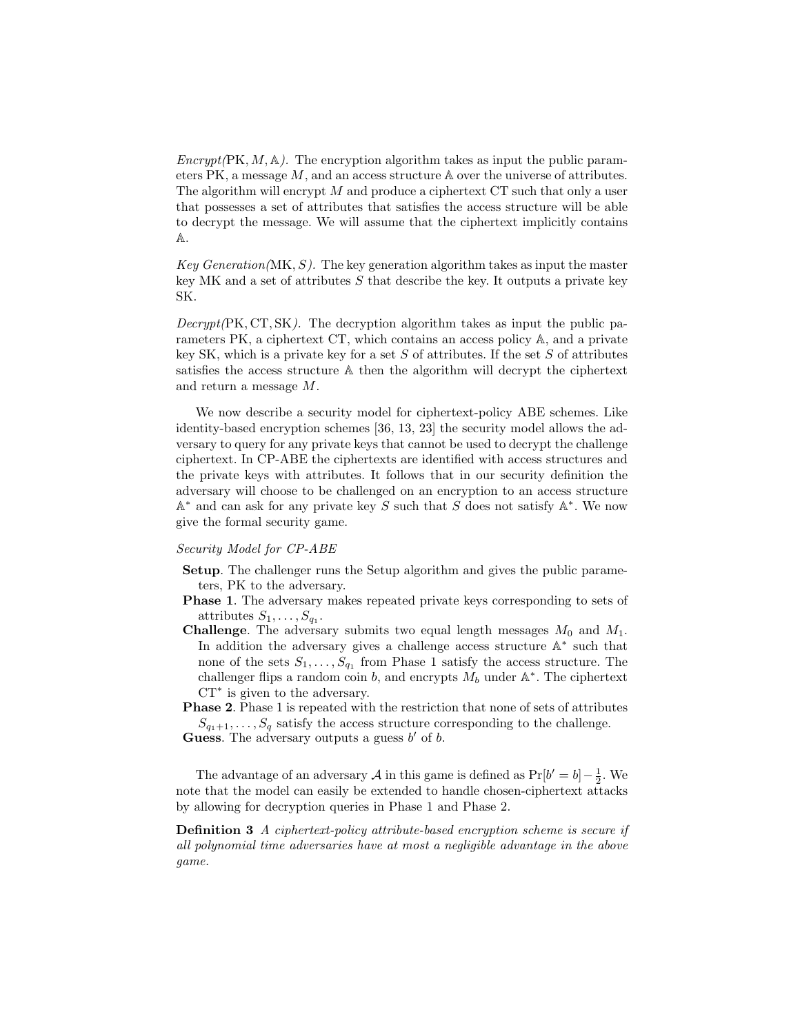*Encrypt(*$\mathrm{PK}, M, \mathbb{A}$*).* The encryption algorithm takes as input the public parameters PK, a message $M$, and an access structure $\mathbb{A}$ over the universe of attributes. The algorithm will encrypt $M$ and produce a ciphertext CT such that only a user that possesses a set of attributes that satisfies the access structure will be able to decrypt the message. We will assume that the ciphertext implicitly contains $\mathbb{A}$.

*Key Generation(*$\mathrm{MK}, S$*).* The key generation algorithm takes as input the master key MK and a set of attributes $S$ that describe the key. It outputs a private key SK.

*Decrypt(*$\mathrm{PK}, \mathrm{CT}, \mathrm{SK}$*).* The decryption algorithm takes as input the public parameters PK, a ciphertext CT, which contains an access policy $\mathbb{A}$, and a private key SK, which is a private key for a set $S$ of attributes. If the set $S$ of attributes satisfies the access structure $\mathbb{A}$ then the algorithm will decrypt the ciphertext and return a message $M$.

We now describe a security model for ciphertext-policy ABE schemes. Like identity-based encryption schemes [36, 13, 23] the security model allows the adversary to query for any private keys that cannot be used to decrypt the challenge ciphertext. In CP-ABE the ciphertexts are identified with access structures and the private keys with attributes. It follows that in our security definition the adversary will choose to be challenged on an encryption to an access structure $\mathbb{A}^*$ and can ask for any private key $S$ such that $S$ does not satisfy $\mathbb{A}^*$. We now give the formal security game.

*Security Model for CP-ABE*

- **Setup**. The challenger runs the Setup algorithm and gives the public parameters, PK to the adversary.
- **Phase 1**. The adversary makes repeated private keys corresponding to sets of attributes $S_1, \ldots, S_{q_1}$.
- **Challenge**. The adversary submits two equal length messages $M_0$ and $M_1$. In addition the adversary gives a challenge access structure $\mathbb{A}^*$ such that none of the sets $S_1, \ldots, S_{q_1}$ from Phase 1 satisfy the access structure. The challenger flips a random coin $b$, and encrypts $M_b$ under $\mathbb{A}^*$. The ciphertext $\mathrm{CT}^*$ is given to the adversary.
- **Phase 2**. Phase 1 is repeated with the restriction that none of sets of attributes $S_{q_1+1}, \ldots, S_q$ satisfy the access structure corresponding to the challenge.
- **Guess**. The adversary outputs a guess $b'$ of $b$.

The advantage of an adversary $\mathcal{A}$ in this game is defined as $\Pr[b' = b] - \frac{1}{2}$. We note that the model can easily be extended to handle chosen-ciphertext attacks by allowing for decryption queries in Phase 1 and Phase 2.

**Definition 3** *A ciphertext-policy attribute-based encryption scheme is secure if all polynomial time adversaries have at most a negligible advantage in the above game.*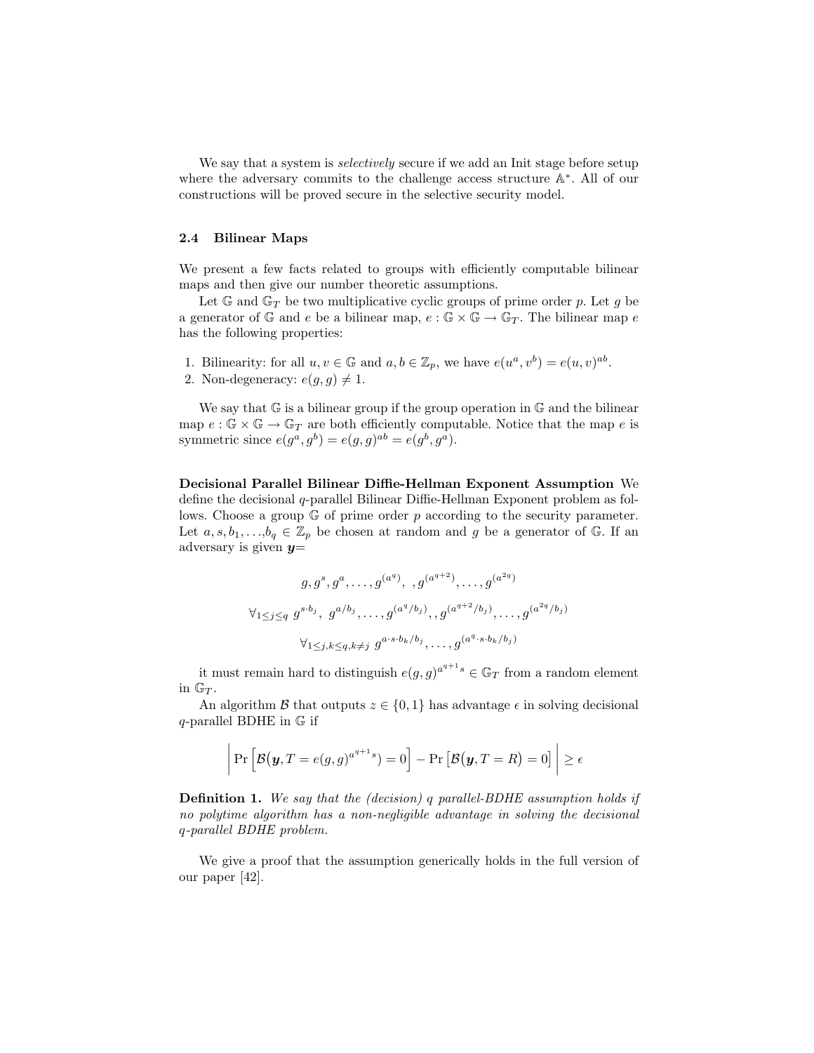We say that a system is *selectively* secure if we add an Init stage before setup where the adversary commits to the challenge access structure $\mathbb{A}^*$. All of our constructions will be proved secure in the selective security model.

### 2.4 Bilinear Maps

We present a few facts related to groups with efficiently computable bilinear maps and then give our number theoretic assumptions.

Let $\mathbb{G}$ and $\mathbb{G}_T$ be two multiplicative cyclic groups of prime order $p$. Let $g$ be a generator of $\mathbb{G}$ and $e$ be a bilinear map, $e : \mathbb{G} \times \mathbb{G} \rightarrow \mathbb{G}_T$. The bilinear map $e$ has the following properties:

1. Bilinearity: for all $u, v \in \mathbb{G}$ and $a, b \in \mathbb{Z}_p$, we have $e(u^a, v^b) = e(u, v)^{ab}$.
2. Non-degeneracy: $e(g, g) \neq 1$.

We say that $\mathbb{G}$ is a bilinear group if the group operation in $\mathbb{G}$ and the bilinear map $e : \mathbb{G} \times \mathbb{G} \rightarrow \mathbb{G}_T$ are both efficiently computable. Notice that the map $e$ is symmetric since $e(g^a, g^b) = e(g, g)^{ab} = e(g^b, g^a)$.

**Decisional Parallel Bilinear Diffie-Hellman Exponent Assumption** We define the decisional $q$-parallel Bilinear Diffie-Hellman Exponent problem as follows. Choose a group $\mathbb{G}$ of prime order $p$ according to the security parameter. Let $a, s, b_1, \ldots, b_q \in \mathbb{Z}_p$ be chosen at random and $g$ be a generator of $\mathbb{G}$. If an adversary is given $\boldsymbol{y}=$

$$g, g^s, g^a, \ldots, g^{(a^q)}, \ , g^{(a^{q+2})}, \ldots, g^{(a^{2q})}$$

$$\forall_{1 \leq j \leq q} \ g^{s \cdot b_j}, \ g^{a/b_j}, \ldots, g^{(a^q/b_j)}, , g^{(a^{q+2}/b_j)}, \ldots, g^{(a^{2q}/b_j)}$$

$$\forall_{1 \leq j,k \leq q, k \neq j} \ g^{a \cdot s \cdot b_k / b_j}, \ldots, g^{(a^q \cdot s \cdot b_k / b_j)}$$

it must remain hard to distinguish $e(g, g)^{a^{q+1}s} \in \mathbb{G}_T$ from a random element in $\mathbb{G}_T$.

An algorithm $\mathcal{B}$ that outputs $z \in \{0, 1\}$ has advantage $\epsilon$ in solving decisional $q$-parallel BDHE in $\mathbb{G}$ if

$$\left| \Pr\left[\mathcal{B}\big(\boldsymbol{y}, T = e(g, g)^{a^{q+1}s}\big) = 0\right] - \Pr\left[\mathcal{B}\big(\boldsymbol{y}, T = R\big) = 0\right] \right| \geq \epsilon$$

**Definition 1.** *We say that the (decision) $q$ parallel-BDHE assumption holds if no polytime algorithm has a non-negligible advantage in solving the decisional $q$-parallel BDHE problem.*

We give a proof that the assumption generically holds in the full version of our paper [42].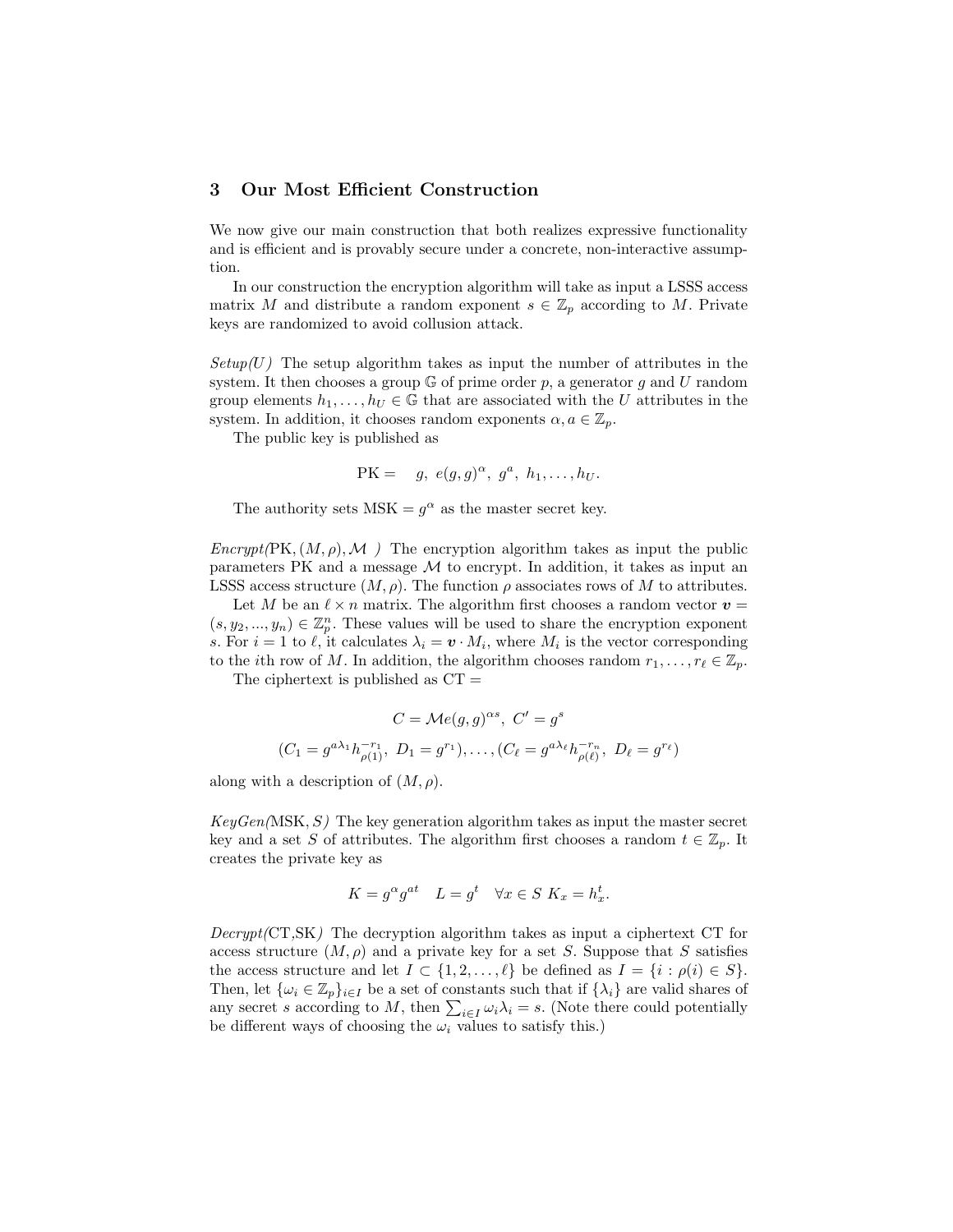## 3 Our Most Efficient Construction

We now give our main construction that both realizes expressive functionality and is efficient and is provably secure under a concrete, non-interactive assumption.

In our construction the encryption algorithm will take as input a LSSS access matrix $M$ and distribute a random exponent $s \in \mathbb{Z}_p$ according to $M$. Private keys are randomized to avoid collusion attack.

*Setup(U)* The setup algorithm takes as input the number of attributes in the system. It then chooses a group $\mathbb{G}$ of prime order $p$, a generator $g$ and $U$ random group elements $h_1, \ldots, h_U \in \mathbb{G}$ that are associated with the $U$ attributes in the system. In addition, it chooses random exponents $\alpha, a \in \mathbb{Z}_p$.

The public key is published as

$$\text{PK} = \quad g,\ e(g,g)^{\alpha},\ g^{a},\ h_1, \ldots, h_U.$$

The authority sets $\text{MSK} = g^{\alpha}$ as the master secret key.

*Encrypt(*$\text{PK}, (M, \rho), \mathcal{M}$ *)* The encryption algorithm takes as input the public parameters PK and a message $\mathcal{M}$ to encrypt. In addition, it takes as input an LSSS access structure $(M, \rho)$. The function $\rho$ associates rows of $M$ to attributes.

Let $M$ be an $\ell \times n$ matrix. The algorithm first chooses a random vector $\boldsymbol{v} = (s, y_2, ..., y_n) \in \mathbb{Z}_p^n$. These values will be used to share the encryption exponent $s$. For $i = 1$ to $\ell$, it calculates $\lambda_i = \boldsymbol{v} \cdot M_i$, where $M_i$ is the vector corresponding to the $i$th row of $M$. In addition, the algorithm chooses random $r_1, \ldots, r_\ell \in \mathbb{Z}_p$.

The ciphertext is published as CT =

$$C = \mathcal{M}e(g,g)^{\alpha s},\ C' = g^{s}$$

$$(C_1 = g^{a\lambda_1} h_{\rho(1)}^{-r_1},\ D_1 = g^{r_1}), \ldots, (C_\ell = g^{a\lambda_\ell} h_{\rho(\ell)}^{-r_n},\ D_\ell = g^{r_\ell})$$

along with a description of $(M, \rho)$.

*KeyGen(*$\text{MSK}, S$*)* The key generation algorithm takes as input the master secret key and a set $S$ of attributes. The algorithm first chooses a random $t \in \mathbb{Z}_p$. It creates the private key as

$$K = g^{\alpha} g^{at} \quad L = g^{t} \quad \forall x \in S\ K_x = h_x^{t}.$$

*Decrypt(*CT,SK*)* The decryption algorithm takes as input a ciphertext CT for access structure $(M, \rho)$ and a private key for a set $S$. Suppose that $S$ satisfies the access structure and let $I \subset \{1, 2, \ldots, \ell\}$ be defined as $I = \{i : \rho(i) \in S\}$. Then, let $\{\omega_i \in \mathbb{Z}_p\}_{i \in I}$ be a set of constants such that if $\{\lambda_i\}$ are valid shares of any secret $s$ according to $M$, then $\sum_{i \in I} \omega_i \lambda_i = s$. (Note there could potentially be different ways of choosing the $\omega_i$ values to satisfy this.)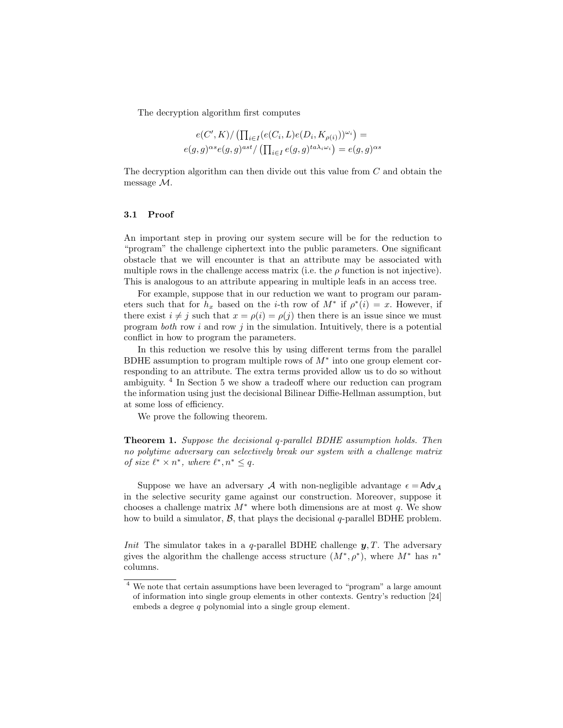The decryption algorithm first computes

$$e(C', K) / \left( \prod_{i \in I} (e(C_i, L) e(D_i, K_{\rho(i)}))^{\omega_i} \right) =$$
$$e(g,g)^{\alpha s} e(g,g)^{ast} / \left( \prod_{i \in I} e(g,g)^{ta\lambda_i \omega_i} \right) = e(g,g)^{\alpha s}$$

The decryption algorithm can then divide out this value from $C$ and obtain the message $\mathcal{M}$.

### 3.1 Proof

An important step in proving our system secure will be for the reduction to "program" the challenge ciphertext into the public parameters. One significant obstacle that we will encounter is that an attribute may be associated with multiple rows in the challenge access matrix (i.e. the $\rho$ function is not injective). This is analogous to an attribute appearing in multiple leafs in an access tree.

For example, suppose that in our reduction we want to program our parameters such that for $h_x$ based on the $i$-th row of $M^*$ if $\rho^*(i) = x$. However, if there exist $i \neq j$ such that $x = \rho(i) = \rho(j)$ then there is an issue since we must program *both* row $i$ and row $j$ in the simulation. Intuitively, there is a potential conflict in how to program the parameters.

In this reduction we resolve this by using different terms from the parallel BDHE assumption to program multiple rows of $M^*$ into one group element corresponding to an attribute. The extra terms provided allow us to do so without ambiguity. [4] In Section 5 we show a tradeoff where our reduction can program the information using just the decisional Bilinear Diffie-Hellman assumption, but at some loss of efficiency.

We prove the following theorem.

**Theorem 1.** *Suppose the decisional q-parallel BDHE assumption holds. Then no polytime adversary can selectively break our system with a challenge matrix of size $\ell^* \times n^*$, where $\ell^*, n^* \leq q$.*

Suppose we have an adversary $\mathcal{A}$ with non-negligible advantage $\epsilon = \mathsf{Adv}_{\mathcal{A}}$ in the selective security game against our construction. Moreover, suppose it chooses a challenge matrix $M^*$ where both dimensions are at most $q$. We show how to build a simulator, $\mathcal{B}$, that plays the decisional $q$-parallel BDHE problem.

*Init* The simulator takes in a $q$-parallel BDHE challenge $\boldsymbol{y}, T$. The adversary gives the algorithm the challenge access structure $(M^*, \rho^*)$, where $M^*$ has $n^*$ columns.

[4] We note that certain assumptions have been leveraged to "program" a large amount of information into single group elements in other contexts. Gentry's reduction [24] embeds a degree $q$ polynomial into a single group element.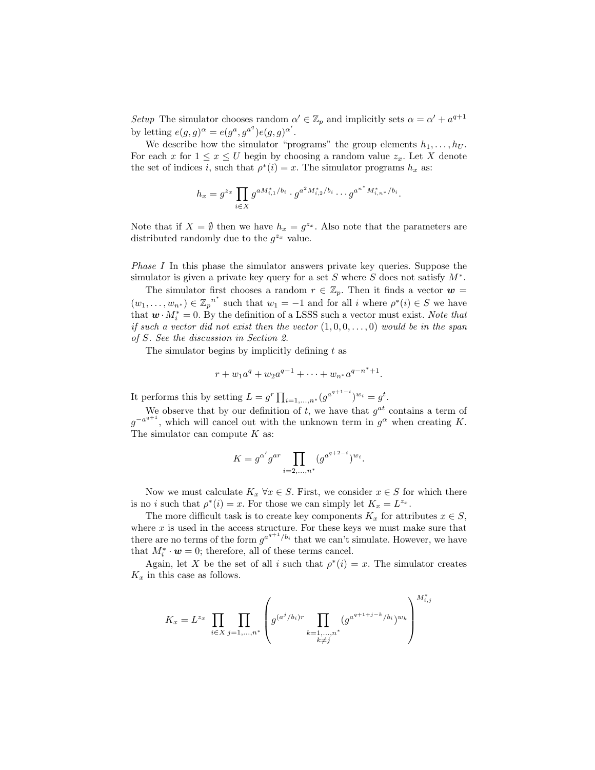*Setup* The simulator chooses random $\alpha' \in \mathbb{Z}_p$ and implicitly sets $\alpha = \alpha' + a^{q+1}$ by letting $e(g,g)^\alpha = e(g^a, g^{a^q}) e(g,g)^{\alpha'}$.

We describe how the simulator "programs" the group elements $h_1, \ldots, h_U$. For each $x$ for $1 \le x \le U$ begin by choosing a random value $z_x$. Let $X$ denote the set of indices $i$, such that $\rho^*(i) = x$. The simulator programs $h_x$ as:

$$h_x = g^{z_x} \prod_{i \in X} g^{aM^*_{i,1}/b_i} \cdot g^{a^2 M^*_{i,2}/b_i} \cdots g^{a^{n^*} M^*_{i,n^*}/b_i}.$$

Note that if $X = \emptyset$ then we have $h_x = g^{z_x}$. Also note that the parameters are distributed randomly due to the $g^{z_x}$ value.

*Phase I* In this phase the simulator answers private key queries. Suppose the simulator is given a private key query for a set $S$ where $S$ does not satisfy $M^*$.

The simulator first chooses a random $r \in \mathbb{Z}_p$. Then it finds a vector $\boldsymbol{w} = (w_1, \ldots, w_{n^*}) \in \mathbb{Z}_p^{n^*}$ such that $w_1 = -1$ and for all $i$ where $\rho^*(i) \in S$ we have that $\boldsymbol{w} \cdot M^*_i = 0$. By the definition of a LSSS such a vector must exist. *Note that if such a vector did not exist then the vector* $(1, 0, 0, \ldots, 0)$ *would be in the span of* $S$. *See the discussion in Section 2.*

The simulator begins by implicitly defining $t$ as

$$r + w_1 a^q + w_2 a^{q-1} + \cdots + w_{n^*} a^{q-n^*+1}.$$

It performs this by setting $L = g^r \prod_{i=1,\ldots,n^*} (g^{a^{q+1-i}})^{w_i} = g^t$.

We observe that by our definition of $t$, we have that $g^{at}$ contains a term of $g^{-a^{q+1}}$, which will cancel out with the unknown term in $g^\alpha$ when creating $K$. The simulator can compute $K$ as:

$$K = g^{\alpha'} g^{ar} \prod_{i=2,\ldots,n^*} (g^{a^{q+2-i}})^{w_i}.$$

Now we must calculate $K_x \ \forall x \in S$. First, we consider $x \in S$ for which there is no $i$ such that $\rho^*(i) = x$. For those we can simply let $K_x = L^{z_x}$.

The more difficult task is to create key components $K_x$ for attributes $x \in S$, where $x$ is used in the access structure. For these keys we must make sure that there are no terms of the form $g^{a^{q+1}/b_i}$ that we can't simulate. However, we have that $M^*_i \cdot \boldsymbol{w} = 0$; therefore, all of these terms cancel.

Again, let $X$ be the set of all $i$ such that $\rho^*(i) = x$. The simulator creates $K_x$ in this case as follows.

$$K_x = L^{z_x} \prod_{i \in X} \prod_{j=1,\ldots,n^*} \left( g^{(a^j/b_i)r} \prod_{\substack{k=1,\ldots,n^* \\ k \neq j}} (g^{a^{q+1+j-k}/b_i})^{w_k} \right)^{M^*_{i,j}}$$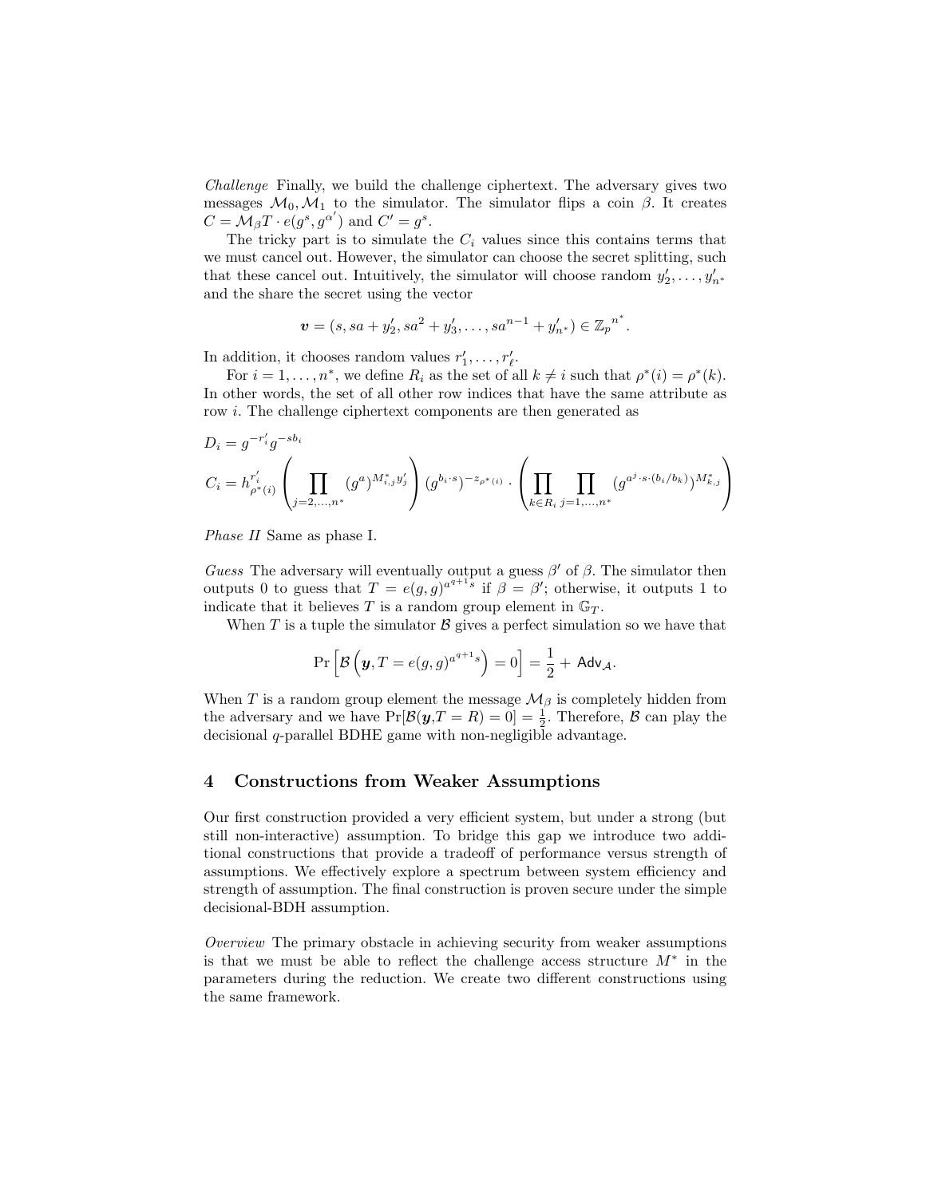*Challenge* Finally, we build the challenge ciphertext. The adversary gives two messages $\mathcal{M}_0, \mathcal{M}_1$ to the simulator. The simulator flips a coin $\beta$. It creates $C = \mathcal{M}_\beta T \cdot e(g^s, g^{\alpha'})$ and $C' = g^s$.

The tricky part is to simulate the $C_i$ values since this contains terms that we must cancel out. However, the simulator can choose the secret splitting, such that these cancel out. Intuitively, the simulator will choose random $y'_2, \ldots, y'_{n^*}$ and the share the secret using the vector

$$\boldsymbol{v} = (s, sa + y'_2, sa^2 + y'_3, \ldots, sa^{n-1} + y'_{n^*}) \in \mathbb{Z}_p^{\,n^*}.$$

In addition, it chooses random values $r'_1, \ldots, r'_\ell$.

For $i = 1, \ldots, n^*$, we define $R_i$ as the set of all $k \neq i$ such that $\rho^*(i) = \rho^*(k)$. In other words, the set of all other row indices that have the same attribute as row $i$. The challenge ciphertext components are then generated as

$$D_i = g^{-r'_i} g^{-sb_i}$$

$$C_i = h_{\rho^*(i)}^{r'_i} \left( \prod_{j=2,\ldots,n^*} (g^a)^{M^*_{i,j} y'_j} \right) (g^{b_i \cdot s})^{-z_{\rho^*(i)}} \cdot \left( \prod_{k \in R_i} \prod_{j=1,\ldots,n^*} (g^{a^j \cdot s \cdot (b_i/b_k)})^{M^*_{k,j}} \right)$$

*Phase II* Same as phase I.

*Guess* The adversary will eventually output a guess $\beta'$ of $\beta$. The simulator then outputs 0 to guess that $T = e(g,g)^{a^{q+1}s}$ if $\beta = \beta'$; otherwise, it outputs 1 to indicate that it believes $T$ is a random group element in $\mathbb{G}_T$.

When $T$ is a tuple the simulator $\mathcal{B}$ gives a perfect simulation so we have that

$$\Pr\left[\mathcal{B}\left(\boldsymbol{y}, T = e(g,g)^{a^{q+1}s}\right) = 0\right] = \frac{1}{2} + \mathsf{Adv}_{\mathcal{A}}.$$

When $T$ is a random group element the message $\mathcal{M}_\beta$ is completely hidden from the adversary and we have $\Pr[\mathcal{B}(\boldsymbol{y}, T = R) = 0] = \frac{1}{2}$. Therefore, $\mathcal{B}$ can play the decisional $q$-parallel BDHE game with non-negligible advantage.

## 4 Constructions from Weaker Assumptions

Our first construction provided a very efficient system, but under a strong (but still non-interactive) assumption. To bridge this gap we introduce two additional constructions that provide a tradeoff of performance versus strength of assumptions. We effectively explore a spectrum between system efficiency and strength of assumption. The final construction is proven secure under the simple decisional-BDH assumption.

*Overview* The primary obstacle in achieving security from weaker assumptions is that we must be able to reflect the challenge access structure $M^*$ in the parameters during the reduction. We create two different constructions using the same framework.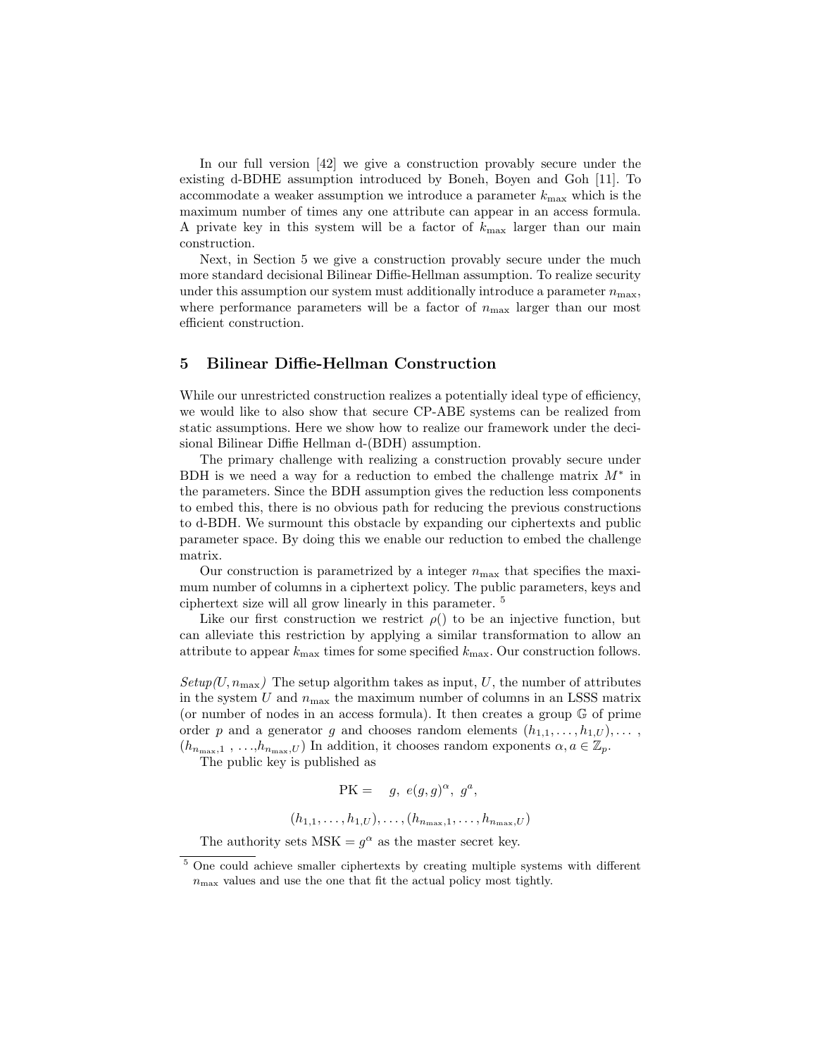In our full version [42] we give a construction provably secure under the existing d-BDHE assumption introduced by Boneh, Boyen and Goh [11]. To accommodate a weaker assumption we introduce a parameter $k_{\max}$ which is the maximum number of times any one attribute can appear in an access formula. A private key in this system will be a factor of $k_{\max}$ larger than our main construction.

Next, in Section 5 we give a construction provably secure under the much more standard decisional Bilinear Diffie-Hellman assumption. To realize security under this assumption our system must additionally introduce a parameter $n_{\max}$, where performance parameters will be a factor of $n_{\max}$ larger than our most efficient construction.

## 5 Bilinear Diffie-Hellman Construction

While our unrestricted construction realizes a potentially ideal type of efficiency, we would like to also show that secure CP-ABE systems can be realized from static assumptions. Here we show how to realize our framework under the decisional Bilinear Diffie Hellman d-(BDH) assumption.

The primary challenge with realizing a construction provably secure under BDH is we need a way for a reduction to embed the challenge matrix $M^*$ in the parameters. Since the BDH assumption gives the reduction less components to embed this, there is no obvious path for reducing the previous constructions to d-BDH. We surmount this obstacle by expanding our ciphertexts and public parameter space. By doing this we enable our reduction to embed the challenge matrix.

Our construction is parametrized by a integer $n_{\max}$ that specifies the maximum number of columns in a ciphertext policy. The public parameters, keys and ciphertext size will all grow linearly in this parameter. [5]

Like our first construction we restrict $\rho()$ to be an injective function, but can alleviate this restriction by applying a similar transformation to allow an attribute to appear $k_{\max}$ times for some specified $k_{\max}$. Our construction follows.

*Setup($U, n_{\max}$)* The setup algorithm takes as input, $U$, the number of attributes in the system $U$ and $n_{\max}$ the maximum number of columns in an LSSS matrix (or number of nodes in an access formula). It then creates a group $\mathbb{G}$ of prime order $p$ and a generator $g$ and chooses random elements $(h_{1,1}, \ldots, h_{1,U}), \ldots,$ $(h_{n_{\max},1}, \ldots, h_{n_{\max},U})$ In addition, it chooses random exponents $\alpha, a \in \mathbb{Z}_p$.

The public key is published as

$$\text{PK} = \quad g,\ e(g,g)^{\alpha},\ g^{a},$$

$$(h_{1,1}, \ldots, h_{1,U}), \ldots, (h_{n_{\max},1}, \ldots, h_{n_{\max},U})$$

The authority sets $\text{MSK} = g^{\alpha}$ as the master secret key.

[5] One could achieve smaller ciphertexts by creating multiple systems with different $n_{\max}$ values and use the one that fit the actual policy most tightly.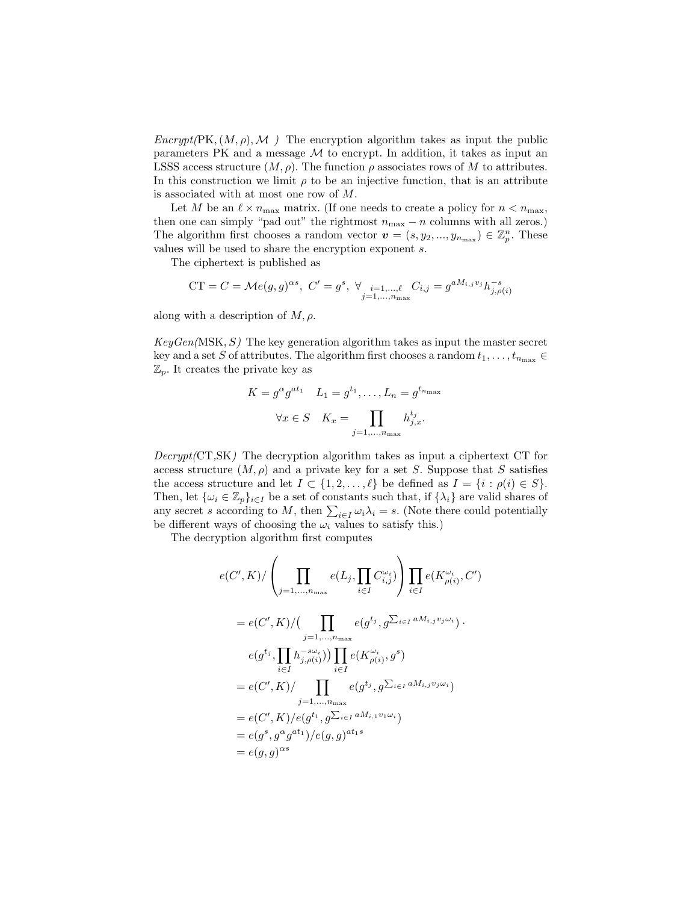*Encrypt*(PK, $(M, \rho), \mathcal{M}$ *)* The encryption algorithm takes as input the public parameters PK and a message $\mathcal{M}$ to encrypt. In addition, it takes as input an LSSS access structure $(M, \rho)$. The function $\rho$ associates rows of $M$ to attributes. In this construction we limit $\rho$ to be an injective function, that is an attribute is associated with at most one row of $M$.

Let $M$ be an $\ell \times n_{\max}$ matrix. (If one needs to create a policy for $n < n_{\max}$, then one can simply "pad out" the rightmost $n_{\max} - n$ columns with all zeros.) The algorithm first chooses a random vector $\boldsymbol{v} = (s, y_2, ..., y_{n_{\max}}) \in \mathbb{Z}_p^n$. These values will be used to share the encryption exponent $s$.

The ciphertext is published as

$$\mathrm{CT} = C = \mathcal{M}e(g,g)^{\alpha s},\ C' = g^s,\ \forall_{\substack{i=1,\dots,\ell \\ j=1,\dots,n_{\max}}}\ C_{i,j} = g^{aM_{i,j}v_j} h_{j,\rho(i)}^{-s}$$

along with a description of $M, \rho$.

*KeyGen*(MSK, $S$*)* The key generation algorithm takes as input the master secret key and a set $S$ of attributes. The algorithm first chooses a random $t_1, \dots, t_{n_{\max}} \in \mathbb{Z}_p$. It creates the private key as

$$K = g^\alpha g^{at_1} \quad L_1 = g^{t_1}, \dots, L_n = g^{t_{n_{\max}}}$$

$$\forall x \in S \quad K_x = \prod_{j=1,\dots,n_{\max}} h_{j,x}^{t_j}.$$

*Decrypt*(CT,SK*)* The decryption algorithm takes as input a ciphertext CT for access structure $(M, \rho)$ and a private key for a set $S$. Suppose that $S$ satisfies the access structure and let $I \subset \{1, 2, \dots, \ell\}$ be defined as $I = \{i : \rho(i) \in S\}$. Then, let $\{\omega_i \in \mathbb{Z}_p\}_{i \in I}$ be a set of constants such that, if $\{\lambda_i\}$ are valid shares of any secret $s$ according to $M$, then $\sum_{i \in I} \omega_i \lambda_i = s$. (Note there could potentially be different ways of choosing the $\omega_i$ values to satisfy this.)

The decryption algorithm first computes

$$e(C', K) / \left( \prod_{j=1,\dots,n_{\max}} e(L_j, \prod_{i \in I} C_{i,j}^{\omega_i}) \right) \prod_{i \in I} e(K_{\rho(i)}^{\omega_i}, C')$$

$$
\begin{aligned}
&= e(C', K) / \Big( \prod_{j=1,\dots,n_{\max}} e(g^{t_j}, g^{\sum_{i \in I} aM_{i,j} v_j \omega_i}) \cdot \\
&\quad e(g^{t_j}, \prod_{i \in I} h_{j,\rho(i)}^{-s\omega_i}) \Big) \prod_{i \in I} e(K_{\rho(i)}^{\omega_i}, g^s) \\
&= e(C', K) / \prod_{j=1,\dots,n_{\max}} e(g^{t_j}, g^{\sum_{i \in I} aM_{i,j} v_j \omega_i}) \\
&= e(C', K) / e(g^{t_1}, g^{\sum_{i \in I} aM_{i,1} v_1 \omega_i}) \\
&= e(g^s, g^\alpha g^{at_1}) / e(g,g)^{at_1 s} \\
&= e(g,g)^{\alpha s}
\end{aligned}
$$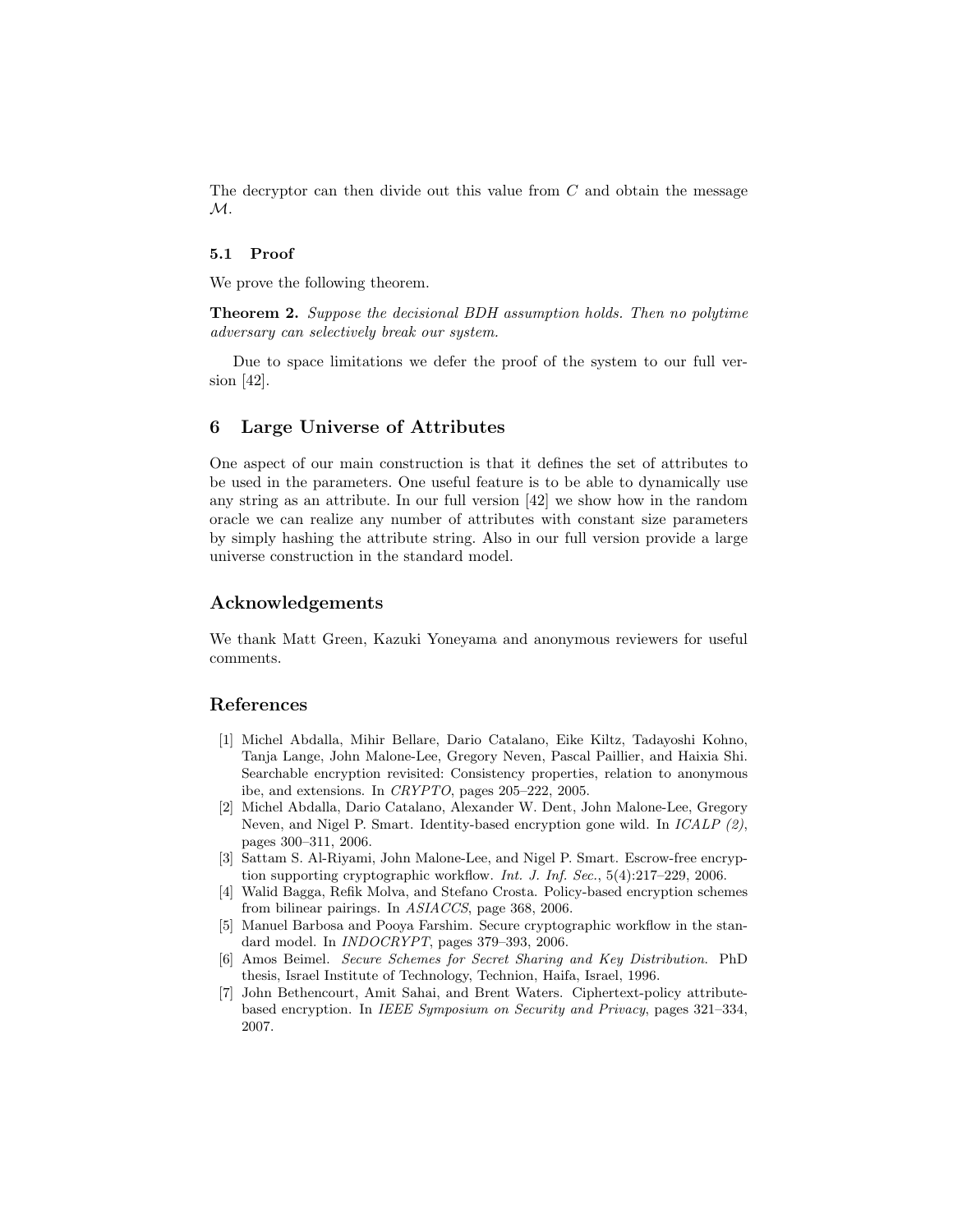The decryptor can then divide out this value from $C$ and obtain the message $\mathcal{M}$.

### 5.1 Proof

We prove the following theorem.

**Theorem 2.** *Suppose the decisional BDH assumption holds. Then no polytime adversary can selectively break our system.*

Due to space limitations we defer the proof of the system to our full version [42].

## 6 Large Universe of Attributes

One aspect of our main construction is that it defines the set of attributes to be used in the parameters. One useful feature is to be able to dynamically use any string as an attribute. In our full version [42] we show how in the random oracle we can realize any number of attributes with constant size parameters by simply hashing the attribute string. Also in our full version provide a large universe construction in the standard model.

## Acknowledgements

We thank Matt Green, Kazuki Yoneyama and anonymous reviewers for useful comments.

## References

1. Michel Abdalla, Mihir Bellare, Dario Catalano, Eike Kiltz, Tadayoshi Kohno, Tanja Lange, John Malone-Lee, Gregory Neven, Pascal Paillier, and Haixia Shi. Searchable encryption revisited: Consistency properties, relation to anonymous ibe, and extensions. In *CRYPTO*, pages 205–222, 2005.
2. Michel Abdalla, Dario Catalano, Alexander W. Dent, John Malone-Lee, Gregory Neven, and Nigel P. Smart. Identity-based encryption gone wild. In *ICALP (2)*, pages 300–311, 2006.
3. Sattam S. Al-Riyami, John Malone-Lee, and Nigel P. Smart. Escrow-free encryption supporting cryptographic workflow. *Int. J. Inf. Sec.*, 5(4):217–229, 2006.
4. Walid Bagga, Refik Molva, and Stefano Crosta. Policy-based encryption schemes from bilinear pairings. In *ASIACCS*, page 368, 2006.
5. Manuel Barbosa and Pooya Farshim. Secure cryptographic workflow in the standard model. In *INDOCRYPT*, pages 379–393, 2006.
6. Amos Beimel. *Secure Schemes for Secret Sharing and Key Distribution*. PhD thesis, Israel Institute of Technology, Technion, Haifa, Israel, 1996.
7. John Bethencourt, Amit Sahai, and Brent Waters. Ciphertext-policy attribute-based encryption. In *IEEE Symposium on Security and Privacy*, pages 321–334, 2007.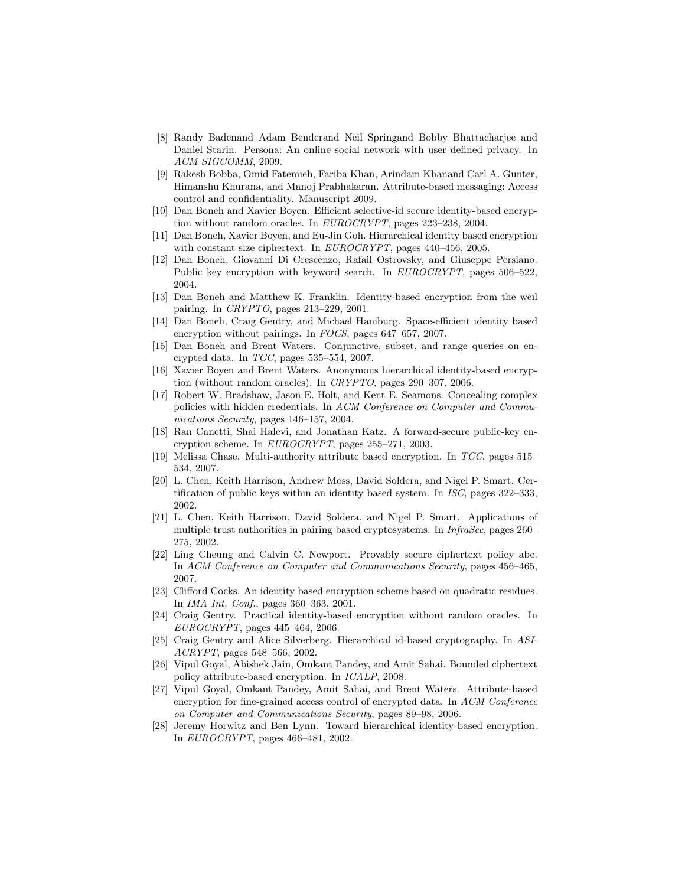[8] Randy Badenand Adam Benderand Neil Springand Bobby Bhattacharjee and Daniel Starin. Persona: An online social network with user defined privacy. In *ACM SIGCOMM*, 2009.

[9] Rakesh Bobba, Omid Fatemieh, Fariba Khan, Arindam Khanand Carl A. Gunter, Himanshu Khurana, and Manoj Prabhakaran. Attribute-based messaging: Access control and confidentiality. Manuscript 2009.

[10] Dan Boneh and Xavier Boyen. Efficient selective-id secure identity-based encryption without random oracles. In *EUROCRYPT*, pages 223–238, 2004.

[11] Dan Boneh, Xavier Boyen, and Eu-Jin Goh. Hierarchical identity based encryption with constant size ciphertext. In *EUROCRYPT*, pages 440–456, 2005.

[12] Dan Boneh, Giovanni Di Crescenzo, Rafail Ostrovsky, and Giuseppe Persiano. Public key encryption with keyword search. In *EUROCRYPT*, pages 506–522, 2004.

[13] Dan Boneh and Matthew K. Franklin. Identity-based encryption from the weil pairing. In *CRYPTO*, pages 213–229, 2001.

[14] Dan Boneh, Craig Gentry, and Michael Hamburg. Space-efficient identity based encryption without pairings. In *FOCS*, pages 647–657, 2007.

[15] Dan Boneh and Brent Waters. Conjunctive, subset, and range queries on encrypted data. In *TCC*, pages 535–554, 2007.

[16] Xavier Boyen and Brent Waters. Anonymous hierarchical identity-based encryption (without random oracles). In *CRYPTO*, pages 290–307, 2006.

[17] Robert W. Bradshaw, Jason E. Holt, and Kent E. Seamons. Concealing complex policies with hidden credentials. In *ACM Conference on Computer and Communications Security*, pages 146–157, 2004.

[18] Ran Canetti, Shai Halevi, and Jonathan Katz. A forward-secure public-key encryption scheme. In *EUROCRYPT*, pages 255–271, 2003.

[19] Melissa Chase. Multi-authority attribute based encryption. In *TCC*, pages 515–534, 2007.

[20] L. Chen, Keith Harrison, Andrew Moss, David Soldera, and Nigel P. Smart. Certification of public keys within an identity based system. In *ISC*, pages 322–333, 2002.

[21] L. Chen, Keith Harrison, David Soldera, and Nigel P. Smart. Applications of multiple trust authorities in pairing based cryptosystems. In *InfraSec*, pages 260–275, 2002.

[22] Ling Cheung and Calvin C. Newport. Provably secure ciphertext policy abe. In *ACM Conference on Computer and Communications Security*, pages 456–465, 2007.

[23] Clifford Cocks. An identity based encryption scheme based on quadratic residues. In *IMA Int. Conf.*, pages 360–363, 2001.

[24] Craig Gentry. Practical identity-based encryption without random oracles. In *EUROCRYPT*, pages 445–464, 2006.

[25] Craig Gentry and Alice Silverberg. Hierarchical id-based cryptography. In *ASIACRYPT*, pages 548–566, 2002.

[26] Vipul Goyal, Abishek Jain, Omkant Pandey, and Amit Sahai. Bounded ciphertext policy attribute-based encryption. In *ICALP*, 2008.

[27] Vipul Goyal, Omkant Pandey, Amit Sahai, and Brent Waters. Attribute-based encryption for fine-grained access control of encrypted data. In *ACM Conference on Computer and Communications Security*, pages 89–98, 2006.

[28] Jeremy Horwitz and Ben Lynn. Toward hierarchical identity-based encryption. In *EUROCRYPT*, pages 466–481, 2002.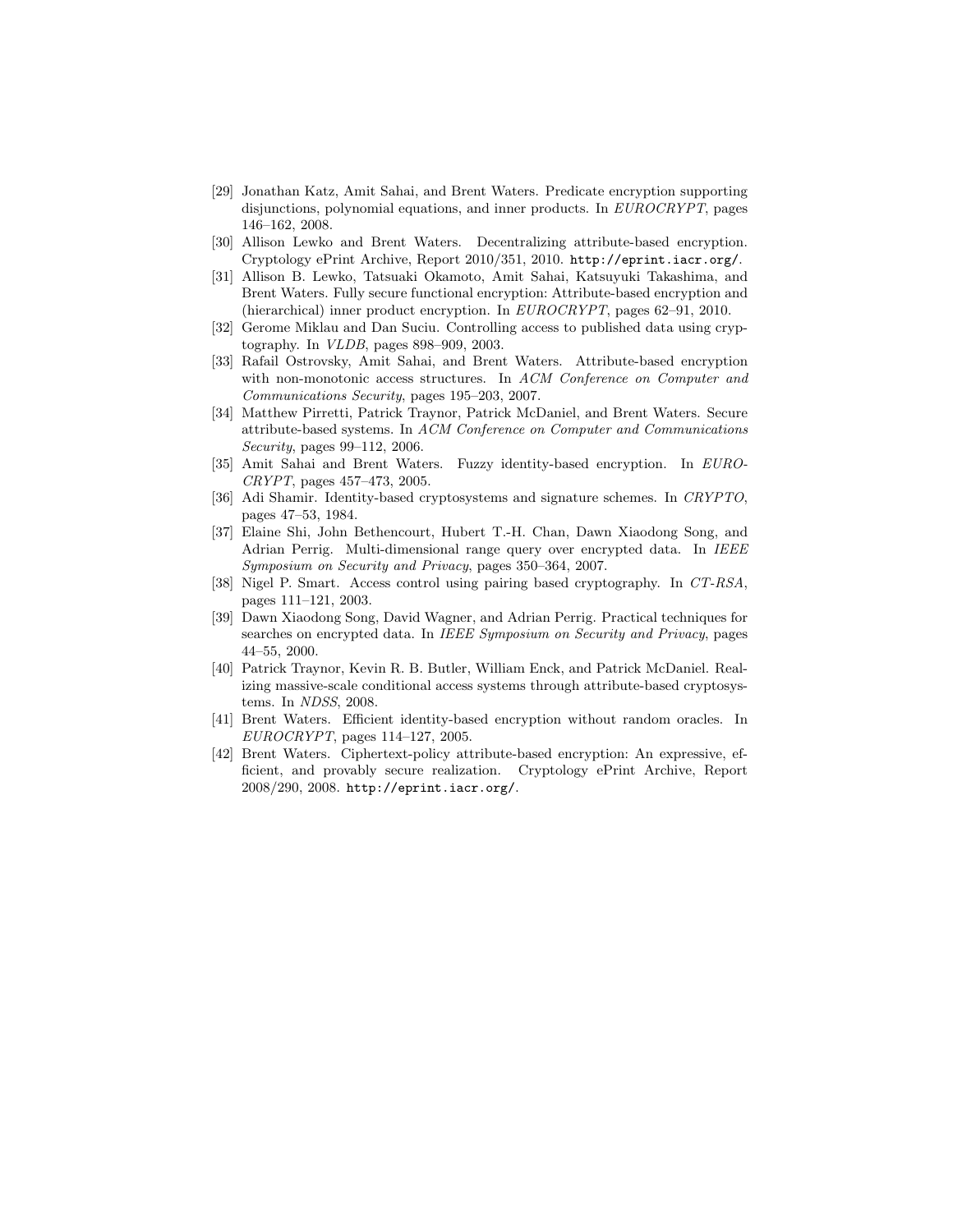[29] Jonathan Katz, Amit Sahai, and Brent Waters. Predicate encryption supporting disjunctions, polynomial equations, and inner products. In *EUROCRYPT*, pages 146–162, 2008.

[30] Allison Lewko and Brent Waters. Decentralizing attribute-based encryption. Cryptology ePrint Archive, Report 2010/351, 2010. `http://eprint.iacr.org/`.

[31] Allison B. Lewko, Tatsuaki Okamoto, Amit Sahai, Katsuyuki Takashima, and Brent Waters. Fully secure functional encryption: Attribute-based encryption and (hierarchical) inner product encryption. In *EUROCRYPT*, pages 62–91, 2010.

[32] Gerome Miklau and Dan Suciu. Controlling access to published data using cryptography. In *VLDB*, pages 898–909, 2003.

[33] Rafail Ostrovsky, Amit Sahai, and Brent Waters. Attribute-based encryption with non-monotonic access structures. In *ACM Conference on Computer and Communications Security*, pages 195–203, 2007.

[34] Matthew Pirretti, Patrick Traynor, Patrick McDaniel, and Brent Waters. Secure attribute-based systems. In *ACM Conference on Computer and Communications Security*, pages 99–112, 2006.

[35] Amit Sahai and Brent Waters. Fuzzy identity-based encryption. In *EUROCRYPT*, pages 457–473, 2005.

[36] Adi Shamir. Identity-based cryptosystems and signature schemes. In *CRYPTO*, pages 47–53, 1984.

[37] Elaine Shi, John Bethencourt, Hubert T.-H. Chan, Dawn Xiaodong Song, and Adrian Perrig. Multi-dimensional range query over encrypted data. In *IEEE Symposium on Security and Privacy*, pages 350–364, 2007.

[38] Nigel P. Smart. Access control using pairing based cryptography. In *CT-RSA*, pages 111–121, 2003.

[39] Dawn Xiaodong Song, David Wagner, and Adrian Perrig. Practical techniques for searches on encrypted data. In *IEEE Symposium on Security and Privacy*, pages 44–55, 2000.

[40] Patrick Traynor, Kevin R. B. Butler, William Enck, and Patrick McDaniel. Realizing massive-scale conditional access systems through attribute-based cryptosystems. In *NDSS*, 2008.

[41] Brent Waters. Efficient identity-based encryption without random oracles. In *EUROCRYPT*, pages 114–127, 2005.

[42] Brent Waters. Ciphertext-policy attribute-based encryption: An expressive, efficient, and provably secure realization. Cryptology ePrint Archive, Report 2008/290, 2008. `http://eprint.iacr.org/`.